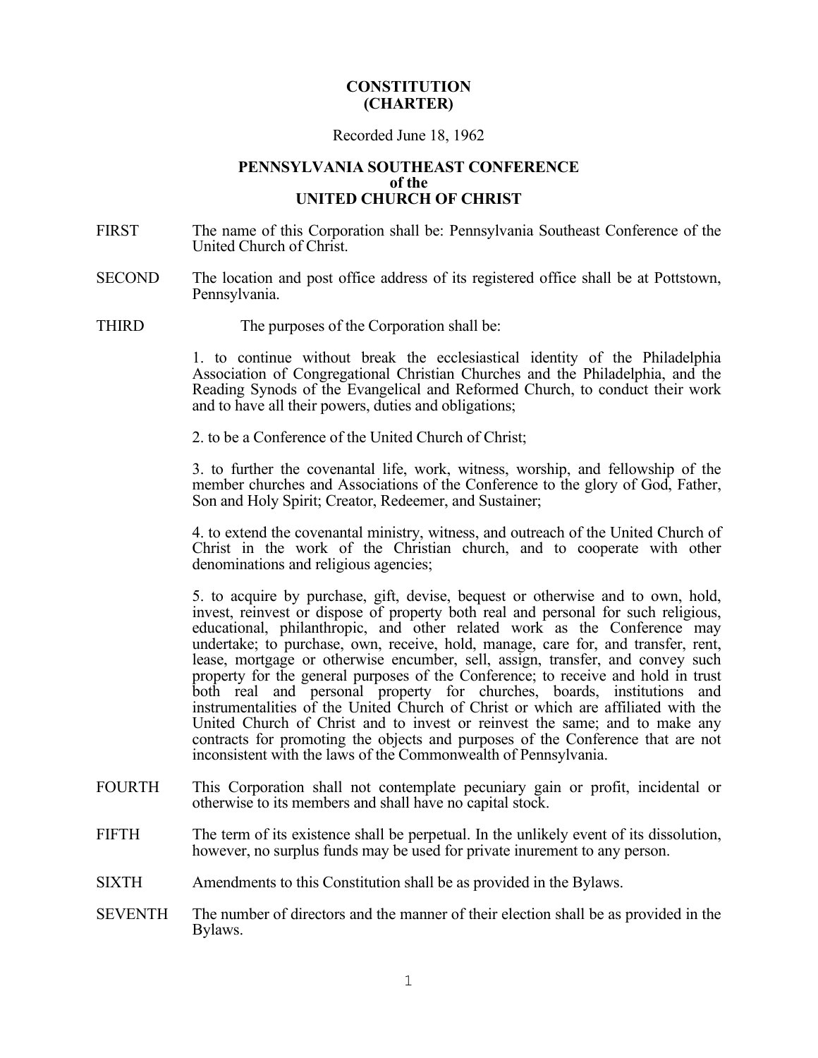# CONSTITUTION (CHARTER)

Recorded June 18, 1962

## PENNSYLVANIA SOUTHEAST CONFERENCE of the UNITED CHURCH OF CHRIST

FIRST The name of this Corporation shall be: Pennsylvania Southeast Conference of the United Church of Christ.

SECOND The location and post office address of its registered office shall be at Pottstown, Pennsylvania.

THIRD The purposes of the Corporation shall be:

1. to continue without break the ecclesiastical identity of the Philadelphia Association of Congregational Christian Churches and the Philadelphia, and the Reading Synods of the Evangelical and Reformed Church, to conduct their work and to have all their powers, duties and obligations;

2. to be a Conference of the United Church of Christ;

3. to further the covenantal life, work, witness, worship, and fellowship of the member churches and Associations of the Conference to the glory of God, Father, Son and Holy Spirit; Creator, Redeemer, and Sustainer;

4. to extend the covenantal ministry, witness, and outreach of the United Church of Christ in the work of the Christian church, and to cooperate with other denominations and religious agencies;

5. to acquire by purchase, gift, devise, bequest or otherwise and to own, hold, invest, reinvest or dispose of property both real and personal for such religious, educational, philanthropic, and other related work as the Conference may undertake; to purchase, own, receive, hold, manage, care for, and transfer, rent, lease, mortgage or otherwise encumber, sell, assign, transfer, and convey such property for the general purposes of the Conference; to receive and hold in trust both real and personal property for churches, boards, institutions and instrumentalities of the United Church of Christ or which are affiliated with the United Church of Christ and to invest or reinvest the same; and to make any contracts for promoting the objects and purposes of the Conference that are not inconsistent with the laws of the Commonwealth of Pennsylvania.

FOURTH This Corporation shall not contemplate pecuniary gain or profit, incidental or otherwise to its members and shall have no capital stock.

FIFTH The term of its existence shall be perpetual. In the unlikely event of its dissolution, however, no surplus funds may be used for private inurement to any person.

SIXTH Amendments to this Constitution shall be as provided in the Bylaws.

SEVENTH The number of directors and the manner of their election shall be as provided in the Bylaws.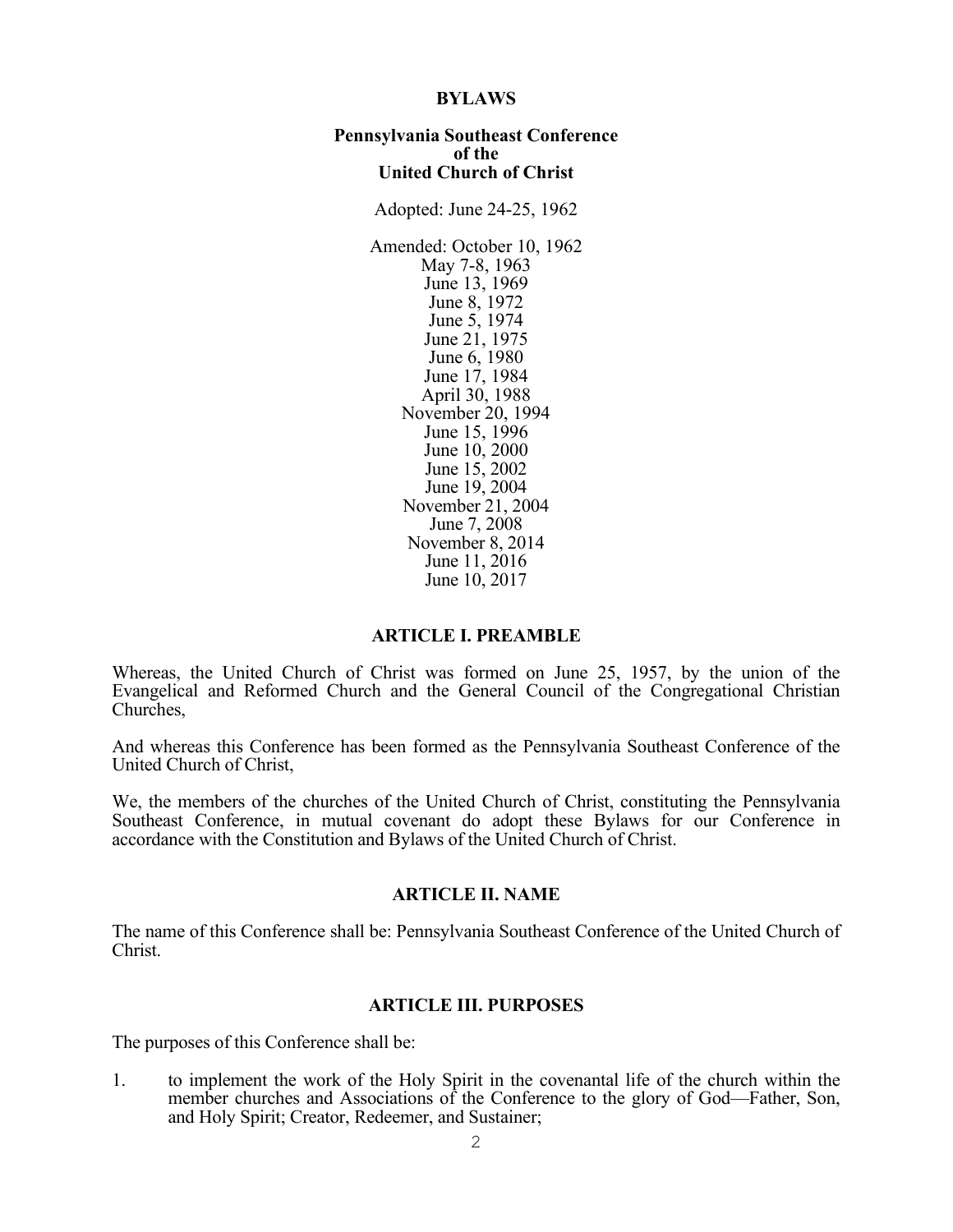# BYLAWS

## Pennsylvania Southeast Conference of the United Church of Christ

Adopted: June 24-25, 1962

Amended: October 10, 1962
May 7-8, 1963
June 13, 1969
June 8, 1972
June 5, 1974
June 21, 1975
June 6, 1980
June 17, 1984
April 30, 1988
November 20, 1994
June 15, 1996
June 10, 2000
June 15, 2002
June 19, 2004
November 21, 2004
June 7, 2008
November 8, 2014
June 11, 2016
June 10, 2017

## ARTICLE I. PREAMBLE

Whereas, the United Church of Christ was formed on June 25, 1957, by the union of the Evangelical and Reformed Church and the General Council of the Congregational Christian Churches,

And whereas this Conference has been formed as the Pennsylvania Southeast Conference of the United Church of Christ,

We, the members of the churches of the United Church of Christ, constituting the Pennsylvania Southeast Conference, in mutual covenant do adopt these Bylaws for our Conference in accordance with the Constitution and Bylaws of the United Church of Christ.

## ARTICLE II. NAME

The name of this Conference shall be: Pennsylvania Southeast Conference of the United Church of Christ.

## ARTICLE III. PURPOSES

The purposes of this Conference shall be:

1. to implement the work of the Holy Spirit in the covenantal life of the church within the member churches and Associations of the Conference to the glory of God—Father, Son, and Holy Spirit; Creator, Redeemer, and Sustainer;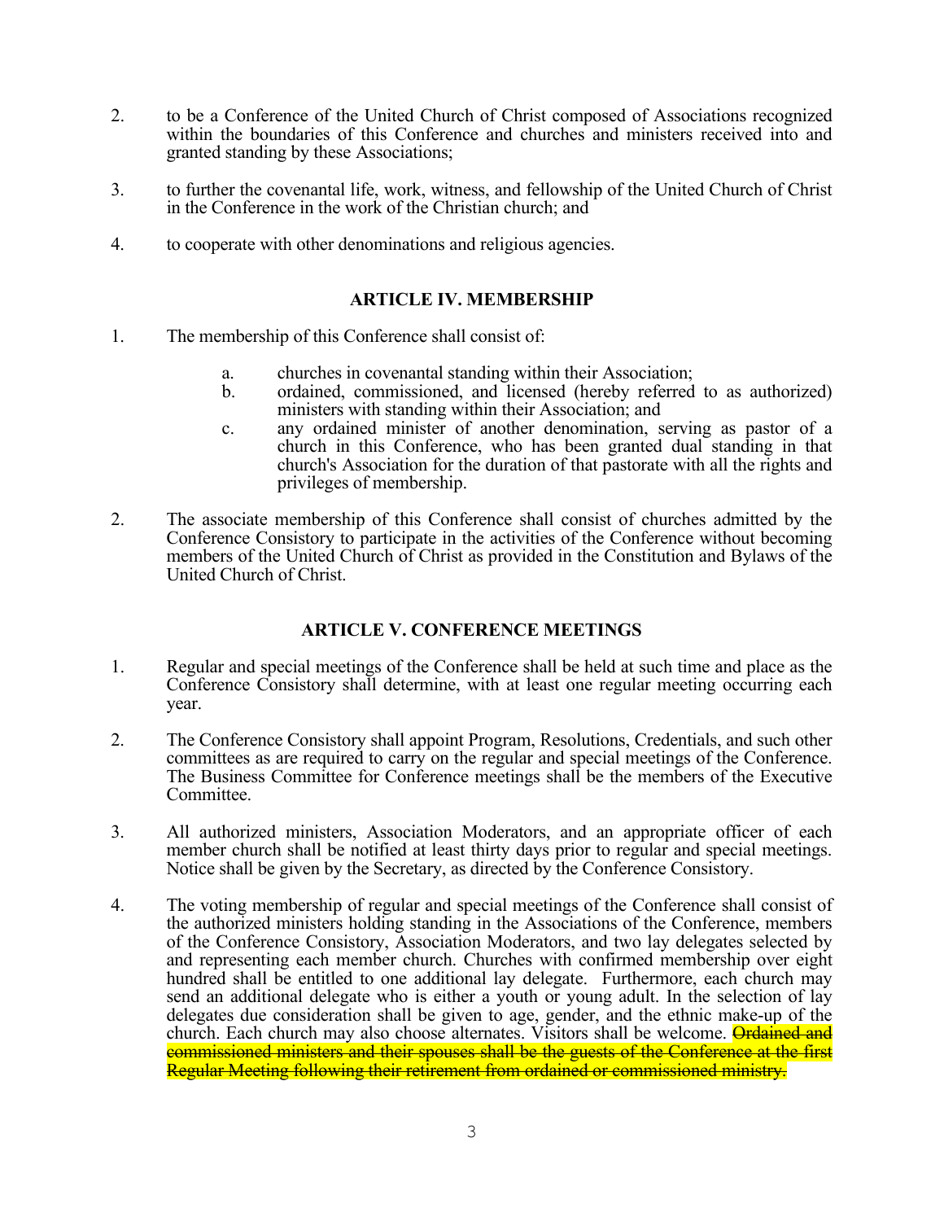2. to be a Conference of the United Church of Christ composed of Associations recognized within the boundaries of this Conference and churches and ministers received into and granted standing by these Associations;

3. to further the covenantal life, work, witness, and fellowship of the United Church of Christ in the Conference in the work of the Christian church; and

4. to cooperate with other denominations and religious agencies.

## ARTICLE IV. MEMBERSHIP

1. The membership of this Conference shall consist of:

    a. churches in covenantal standing within their Association;
    
    b. ordained, commissioned, and licensed (hereby referred to as authorized) ministers with standing within their Association; and
    
    c. any ordained minister of another denomination, serving as pastor of a church in this Conference, who has been granted dual standing in that church's Association for the duration of that pastorate with all the rights and privileges of membership.

2. The associate membership of this Conference shall consist of churches admitted by the Conference Consistory to participate in the activities of the Conference without becoming members of the United Church of Christ as provided in the Constitution and Bylaws of the United Church of Christ.

## ARTICLE V. CONFERENCE MEETINGS

1. Regular and special meetings of the Conference shall be held at such time and place as the Conference Consistory shall determine, with at least one regular meeting occurring each year.

2. The Conference Consistory shall appoint Program, Resolutions, Credentials, and such other committees as are required to carry on the regular and special meetings of the Conference. The Business Committee for Conference meetings shall be the members of the Executive Committee.

3. All authorized ministers, Association Moderators, and an appropriate officer of each member church shall be notified at least thirty days prior to regular and special meetings. Notice shall be given by the Secretary, as directed by the Conference Consistory.

4. The voting membership of regular and special meetings of the Conference shall consist of the authorized ministers holding standing in the Associations of the Conference, members of the Conference Consistory, Association Moderators, and two lay delegates selected by and representing each member church. Churches with confirmed membership over eight hundred shall be entitled to one additional lay delegate. Furthermore, each church may send an additional delegate who is either a youth or young adult. In the selection of lay delegates due consideration shall be given to age, gender, and the ethnic make-up of the church. Each church may also choose alternates. Visitors shall be welcome. ~~Ordained and commissioned ministers and their spouses shall be the guests of the Conference at the first Regular Meeting following their retirement from ordained or commissioned ministry.~~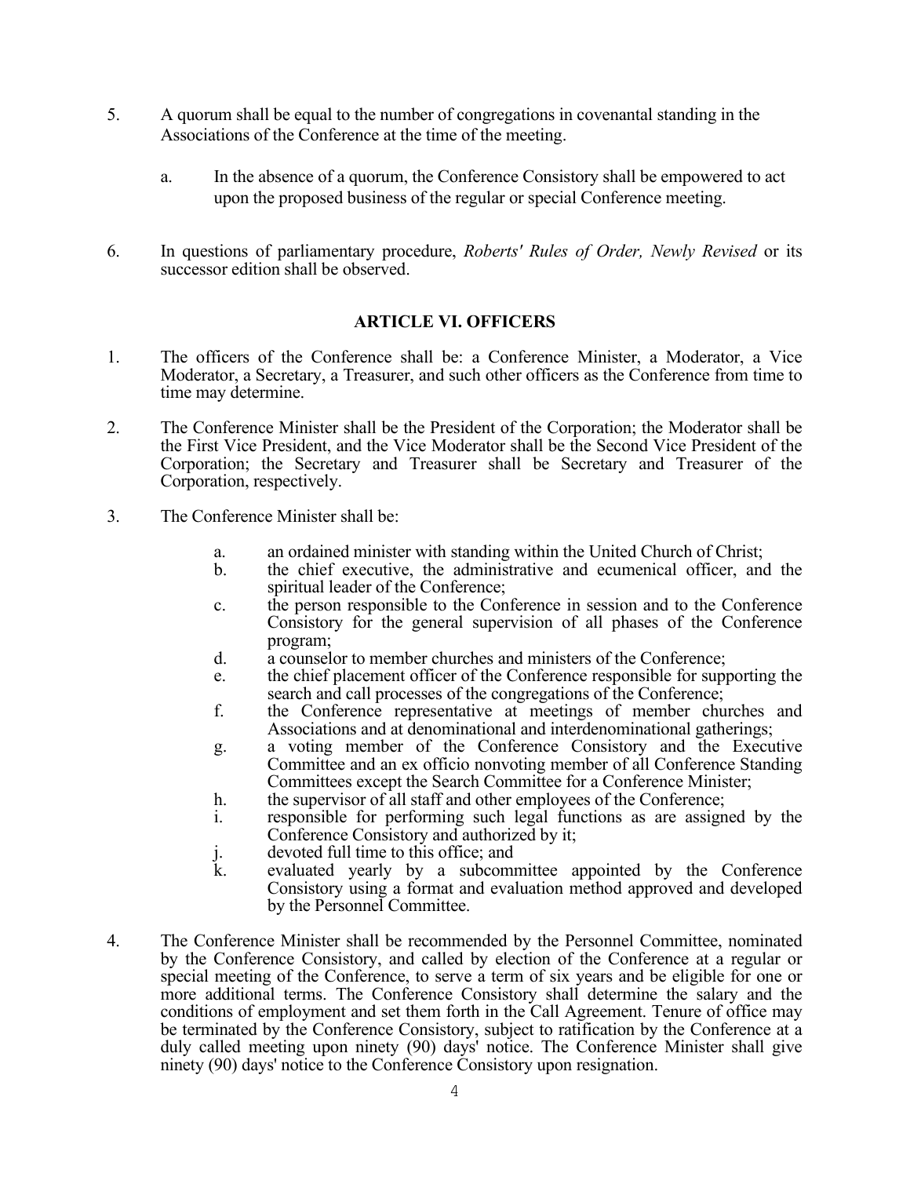5. A quorum shall be equal to the number of congregations in covenantal standing in the Associations of the Conference at the time of the meeting.

   a. In the absence of a quorum, the Conference Consistory shall be empowered to act upon the proposed business of the regular or special Conference meeting.

6. In questions of parliamentary procedure, *Roberts' Rules of Order, Newly Revised* or its successor edition shall be observed.

## ARTICLE VI. OFFICERS

1. The officers of the Conference shall be: a Conference Minister, a Moderator, a Vice Moderator, a Secretary, a Treasurer, and such other officers as the Conference from time to time may determine.

2. The Conference Minister shall be the President of the Corporation; the Moderator shall be the First Vice President, and the Vice Moderator shall be the Second Vice President of the Corporation; the Secretary and Treasurer shall be Secretary and Treasurer of the Corporation, respectively.

3. The Conference Minister shall be:

   a. an ordained minister with standing within the United Church of Christ;
   b. the chief executive, the administrative and ecumenical officer, and the spiritual leader of the Conference;
   c. the person responsible to the Conference in session and to the Conference Consistory for the general supervision of all phases of the Conference program;
   d. a counselor to member churches and ministers of the Conference;
   e. the chief placement officer of the Conference responsible for supporting the search and call processes of the congregations of the Conference;
   f. the Conference representative at meetings of member churches and Associations and at denominational and interdenominational gatherings;
   g. a voting member of the Conference Consistory and the Executive Committee and an ex officio nonvoting member of all Conference Standing Committees except the Search Committee for a Conference Minister;
   h. the supervisor of all staff and other employees of the Conference;
   i. responsible for performing such legal functions as are assigned by the Conference Consistory and authorized by it;
   j. devoted full time to this office; and
   k. evaluated yearly by a subcommittee appointed by the Conference Consistory using a format and evaluation method approved and developed by the Personnel Committee.

4. The Conference Minister shall be recommended by the Personnel Committee, nominated by the Conference Consistory, and called by election of the Conference at a regular or special meeting of the Conference, to serve a term of six years and be eligible for one or more additional terms. The Conference Consistory shall determine the salary and the conditions of employment and set them forth in the Call Agreement. Tenure of office may be terminated by the Conference Consistory, subject to ratification by the Conference at a duly called meeting upon ninety (90) days' notice. The Conference Minister shall give ninety (90) days' notice to the Conference Consistory upon resignation.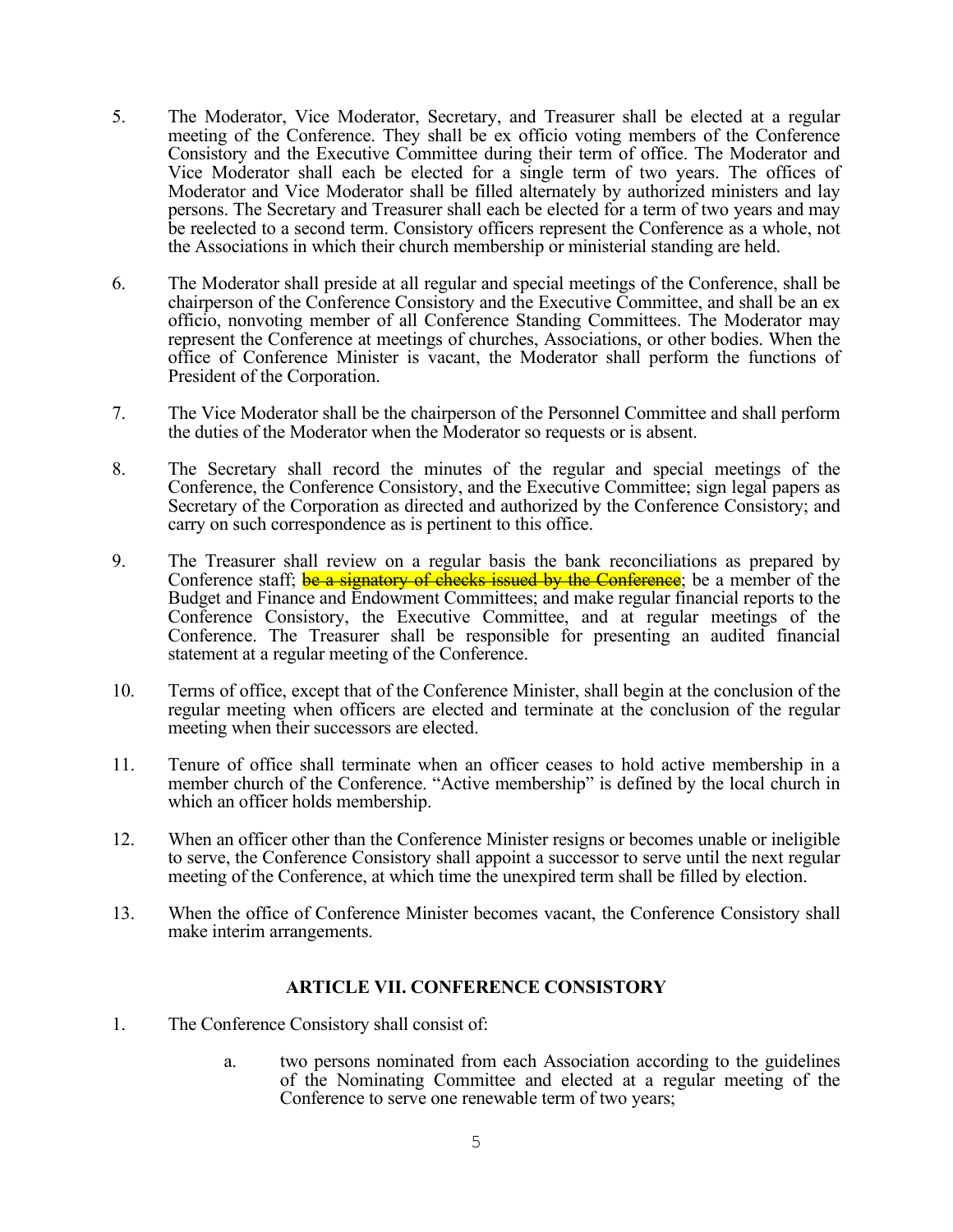5. The Moderator, Vice Moderator, Secretary, and Treasurer shall be elected at a regular meeting of the Conference. They shall be ex officio voting members of the Conference Consistory and the Executive Committee during their term of office. The Moderator and Vice Moderator shall each be elected for a single term of two years. The offices of Moderator and Vice Moderator shall be filled alternately by authorized ministers and lay persons. The Secretary and Treasurer shall each be elected for a term of two years and may be reelected to a second term. Consistory officers represent the Conference as a whole, not the Associations in which their church membership or ministerial standing are held.

6. The Moderator shall preside at all regular and special meetings of the Conference, shall be chairperson of the Conference Consistory and the Executive Committee, and shall be an ex officio, nonvoting member of all Conference Standing Committees. The Moderator may represent the Conference at meetings of churches, Associations, or other bodies. When the office of Conference Minister is vacant, the Moderator shall perform the functions of President of the Corporation.

7. The Vice Moderator shall be the chairperson of the Personnel Committee and shall perform the duties of the Moderator when the Moderator so requests or is absent.

8. The Secretary shall record the minutes of the regular and special meetings of the Conference, the Conference Consistory, and the Executive Committee; sign legal papers as Secretary of the Corporation as directed and authorized by the Conference Consistory; and carry on such correspondence as is pertinent to this office.

9. The Treasurer shall review on a regular basis the bank reconciliations as prepared by Conference staff; ~~be a signatory of checks issued by the Conference~~; be a member of the Budget and Finance and Endowment Committees; and make regular financial reports to the Conference Consistory, the Executive Committee, and at regular meetings of the Conference. The Treasurer shall be responsible for presenting an audited financial statement at a regular meeting of the Conference.

10. Terms of office, except that of the Conference Minister, shall begin at the conclusion of the regular meeting when officers are elected and terminate at the conclusion of the regular meeting when their successors are elected.

11. Tenure of office shall terminate when an officer ceases to hold active membership in a member church of the Conference. "Active membership" is defined by the local church in which an officer holds membership.

12. When an officer other than the Conference Minister resigns or becomes unable or ineligible to serve, the Conference Consistory shall appoint a successor to serve until the next regular meeting of the Conference, at which time the unexpired term shall be filled by election.

13. When the office of Conference Minister becomes vacant, the Conference Consistory shall make interim arrangements.

## ARTICLE VII. CONFERENCE CONSISTORY

1. The Conference Consistory shall consist of:

   a. two persons nominated from each Association according to the guidelines of the Nominating Committee and elected at a regular meeting of the Conference to serve one renewable term of two years;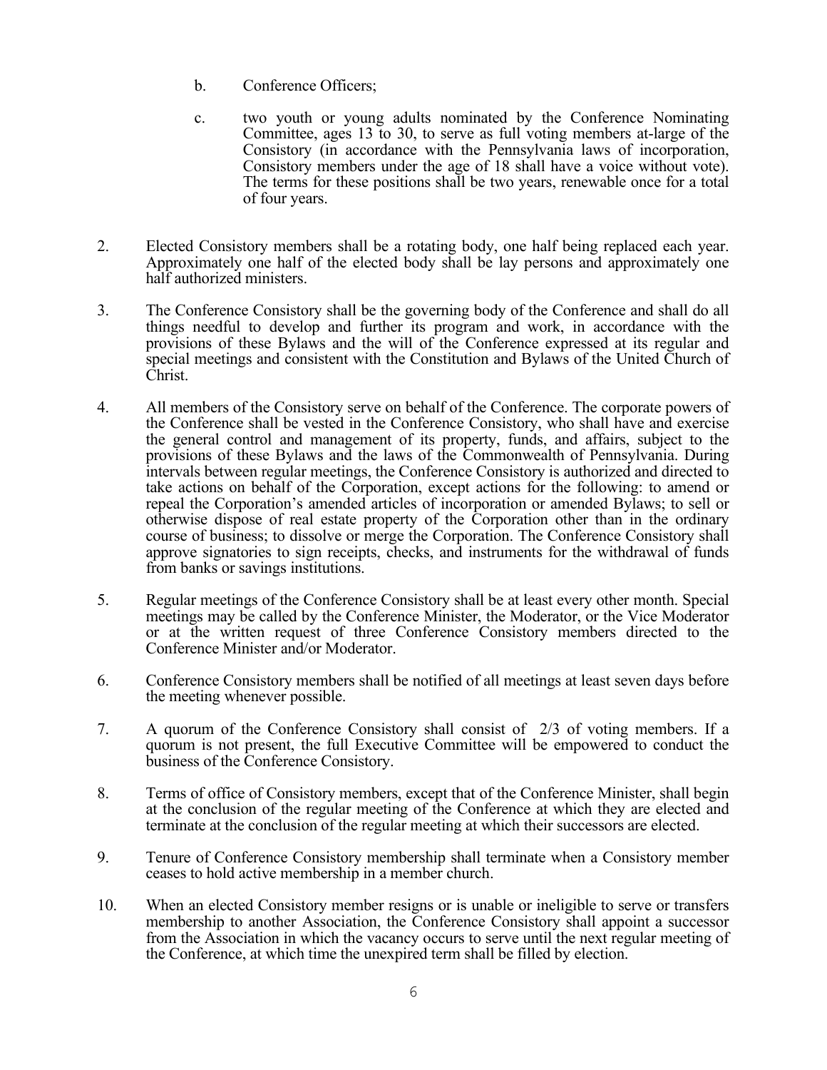b. Conference Officers;

c. two youth or young adults nominated by the Conference Nominating Committee, ages 13 to 30, to serve as full voting members at-large of the Consistory (in accordance with the Pennsylvania laws of incorporation, Consistory members under the age of 18 shall have a voice without vote). The terms for these positions shall be two years, renewable once for a total of four years.

2. Elected Consistory members shall be a rotating body, one half being replaced each year. Approximately one half of the elected body shall be lay persons and approximately one half authorized ministers.

3. The Conference Consistory shall be the governing body of the Conference and shall do all things needful to develop and further its program and work, in accordance with the provisions of these Bylaws and the will of the Conference expressed at its regular and special meetings and consistent with the Constitution and Bylaws of the United Church of Christ.

4. All members of the Consistory serve on behalf of the Conference. The corporate powers of the Conference shall be vested in the Conference Consistory, who shall have and exercise the general control and management of its property, funds, and affairs, subject to the provisions of these Bylaws and the laws of the Commonwealth of Pennsylvania. During intervals between regular meetings, the Conference Consistory is authorized and directed to take actions on behalf of the Corporation, except actions for the following: to amend or repeal the Corporation's amended articles of incorporation or amended Bylaws; to sell or otherwise dispose of real estate property of the Corporation other than in the ordinary course of business; to dissolve or merge the Corporation. The Conference Consistory shall approve signatories to sign receipts, checks, and instruments for the withdrawal of funds from banks or savings institutions.

5. Regular meetings of the Conference Consistory shall be at least every other month. Special meetings may be called by the Conference Minister, the Moderator, or the Vice Moderator or at the written request of three Conference Consistory members directed to the Conference Minister and/or Moderator.

6. Conference Consistory members shall be notified of all meetings at least seven days before the meeting whenever possible.

7. A quorum of the Conference Consistory shall consist of 2/3 of voting members. If a quorum is not present, the full Executive Committee will be empowered to conduct the business of the Conference Consistory.

8. Terms of office of Consistory members, except that of the Conference Minister, shall begin at the conclusion of the regular meeting of the Conference at which they are elected and terminate at the conclusion of the regular meeting at which their successors are elected.

9. Tenure of Conference Consistory membership shall terminate when a Consistory member ceases to hold active membership in a member church.

10. When an elected Consistory member resigns or is unable or ineligible to serve or transfers membership to another Association, the Conference Consistory shall appoint a successor from the Association in which the vacancy occurs to serve until the next regular meeting of the Conference, at which time the unexpired term shall be filled by election.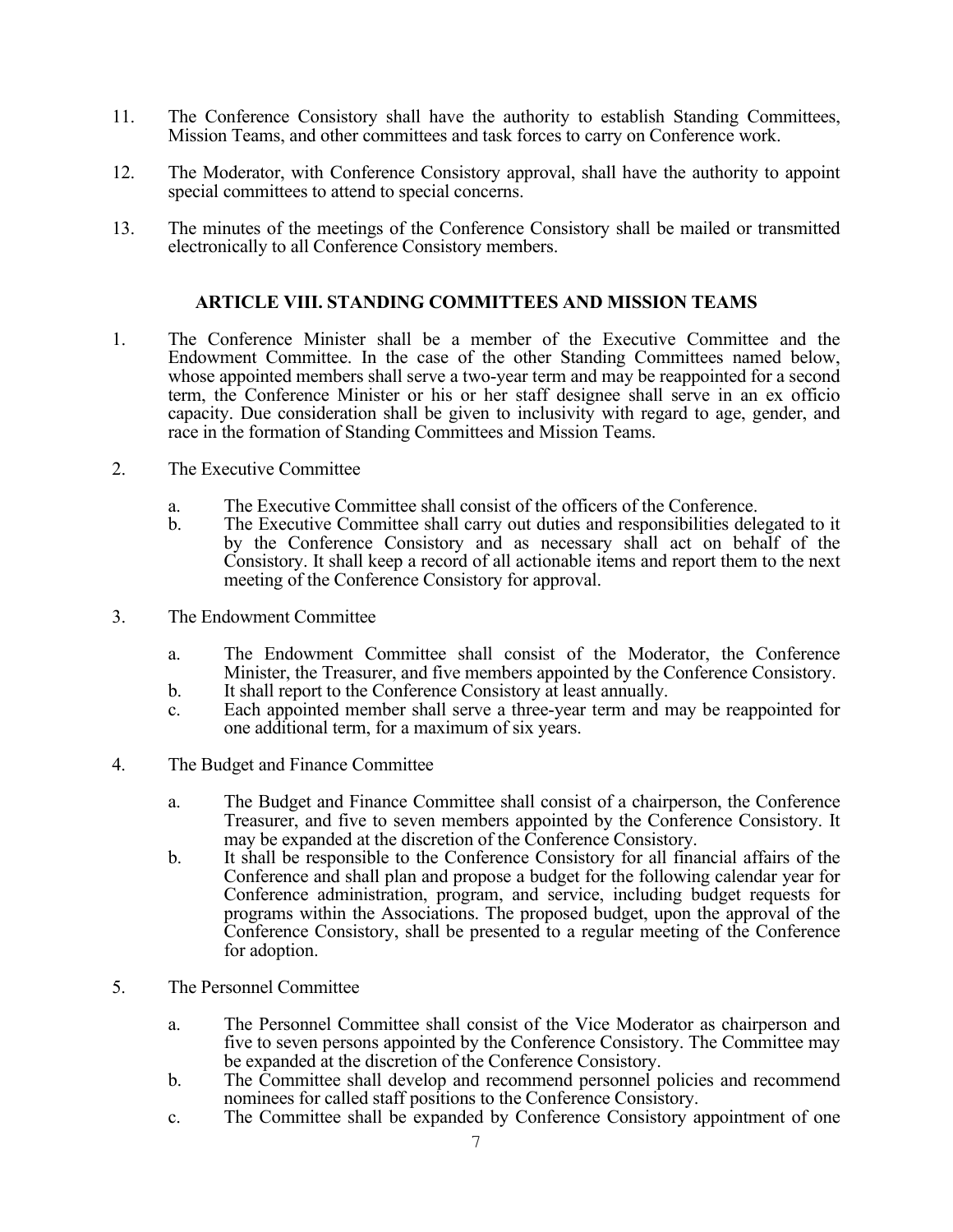11. The Conference Consistory shall have the authority to establish Standing Committees, Mission Teams, and other committees and task forces to carry on Conference work.

12. The Moderator, with Conference Consistory approval, shall have the authority to appoint special committees to attend to special concerns.

13. The minutes of the meetings of the Conference Consistory shall be mailed or transmitted electronically to all Conference Consistory members.

## ARTICLE VIII. STANDING COMMITTEES AND MISSION TEAMS

1. The Conference Minister shall be a member of the Executive Committee and the Endowment Committee. In the case of the other Standing Committees named below, whose appointed members shall serve a two-year term and may be reappointed for a second term, the Conference Minister or his or her staff designee shall serve in an ex officio capacity. Due consideration shall be given to inclusivity with regard to age, gender, and race in the formation of Standing Committees and Mission Teams.

2. The Executive Committee

   a. The Executive Committee shall consist of the officers of the Conference.
   
   b. The Executive Committee shall carry out duties and responsibilities delegated to it by the Conference Consistory and as necessary shall act on behalf of the Consistory. It shall keep a record of all actionable items and report them to the next meeting of the Conference Consistory for approval.

3. The Endowment Committee

   a. The Endowment Committee shall consist of the Moderator, the Conference Minister, the Treasurer, and five members appointed by the Conference Consistory.
   
   b. It shall report to the Conference Consistory at least annually.
   
   c. Each appointed member shall serve a three-year term and may be reappointed for one additional term, for a maximum of six years.

4. The Budget and Finance Committee

   a. The Budget and Finance Committee shall consist of a chairperson, the Conference Treasurer, and five to seven members appointed by the Conference Consistory. It may be expanded at the discretion of the Conference Consistory.
   
   b. It shall be responsible to the Conference Consistory for all financial affairs of the Conference and shall plan and propose a budget for the following calendar year for Conference administration, program, and service, including budget requests for programs within the Associations. The proposed budget, upon the approval of the Conference Consistory, shall be presented to a regular meeting of the Conference for adoption.

5. The Personnel Committee

   a. The Personnel Committee shall consist of the Vice Moderator as chairperson and five to seven persons appointed by the Conference Consistory. The Committee may be expanded at the discretion of the Conference Consistory.
   
   b. The Committee shall develop and recommend personnel policies and recommend nominees for called staff positions to the Conference Consistory.
   
   c. The Committee shall be expanded by Conference Consistory appointment of one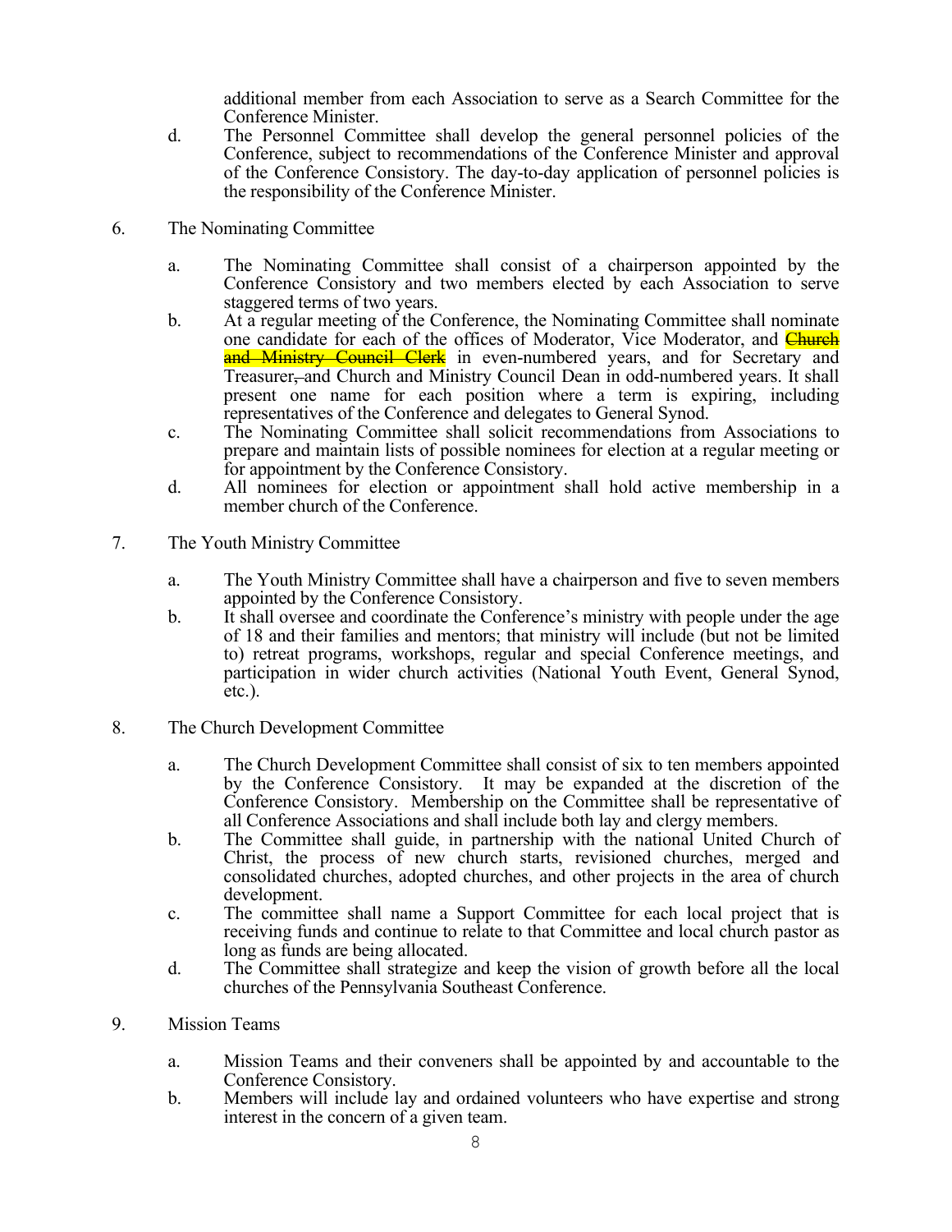additional member from each Association to serve as a Search Committee for the Conference Minister.

d. The Personnel Committee shall develop the general personnel policies of the Conference, subject to recommendations of the Conference Minister and approval of the Conference Consistory. The day-to-day application of personnel policies is the responsibility of the Conference Minister.

6. The Nominating Committee

   a. The Nominating Committee shall consist of a chairperson appointed by the Conference Consistory and two members elected by each Association to serve staggered terms of two years.
   b. At a regular meeting of the Conference, the Nominating Committee shall nominate one candidate for each of the offices of Moderator, Vice Moderator, and ~~Church and Ministry Council Clerk~~ in even-numbered years, and for Secretary and Treasurer~~,~~ and Church and Ministry Council Dean in odd-numbered years. It shall present one name for each position where a term is expiring, including representatives of the Conference and delegates to General Synod.
   c. The Nominating Committee shall solicit recommendations from Associations to prepare and maintain lists of possible nominees for election at a regular meeting or for appointment by the Conference Consistory.
   d. All nominees for election or appointment shall hold active membership in a member church of the Conference.

7. The Youth Ministry Committee

   a. The Youth Ministry Committee shall have a chairperson and five to seven members appointed by the Conference Consistory.
   b. It shall oversee and coordinate the Conference's ministry with people under the age of 18 and their families and mentors; that ministry will include (but not be limited to) retreat programs, workshops, regular and special Conference meetings, and participation in wider church activities (National Youth Event, General Synod, etc.).

8. The Church Development Committee

   a. The Church Development Committee shall consist of six to ten members appointed by the Conference Consistory. It may be expanded at the discretion of the Conference Consistory. Membership on the Committee shall be representative of all Conference Associations and shall include both lay and clergy members.
   b. The Committee shall guide, in partnership with the national United Church of Christ, the process of new church starts, revisioned churches, merged and consolidated churches, adopted churches, and other projects in the area of church development.
   c. The committee shall name a Support Committee for each local project that is receiving funds and continue to relate to that Committee and local church pastor as long as funds are being allocated.
   d. The Committee shall strategize and keep the vision of growth before all the local churches of the Pennsylvania Southeast Conference.

9. Mission Teams

   a. Mission Teams and their conveners shall be appointed by and accountable to the Conference Consistory.
   b. Members will include lay and ordained volunteers who have expertise and strong interest in the concern of a given team.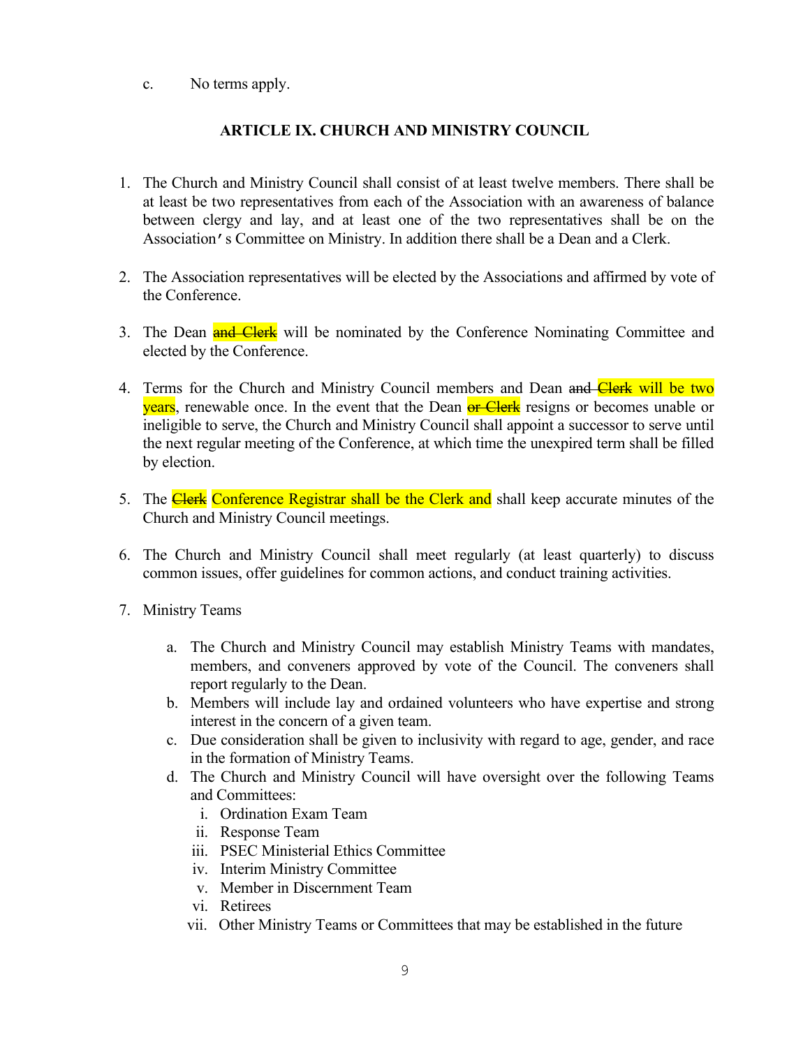c. No terms apply.

### ARTICLE IX. CHURCH AND MINISTRY COUNCIL

1. The Church and Ministry Council shall consist of at least twelve members. There shall be at least be two representatives from each of the Association with an awareness of balance between clergy and lay, and at least one of the two representatives shall be on the Association's Committee on Ministry. In addition there shall be a Dean and a Clerk.

2. The Association representatives will be elected by the Associations and affirmed by vote of the Conference.

3. The Dean ~~and Clerk~~ will be nominated by the Conference Nominating Committee and elected by the Conference.

4. Terms for the Church and Ministry Council members and Dean ~~and Clerk~~ will be two years, renewable once. In the event that the Dean ~~or Clerk~~ resigns or becomes unable or ineligible to serve, the Church and Ministry Council shall appoint a successor to serve until the next regular meeting of the Conference, at which time the unexpired term shall be filled by election.

5. The ~~Clerk~~ Conference Registrar shall be the Clerk and shall keep accurate minutes of the Church and Ministry Council meetings.

6. The Church and Ministry Council shall meet regularly (at least quarterly) to discuss common issues, offer guidelines for common actions, and conduct training activities.

7. Ministry Teams

   a. The Church and Ministry Council may establish Ministry Teams with mandates, members, and conveners approved by vote of the Council. The conveners shall report regularly to the Dean.
   b. Members will include lay and ordained volunteers who have expertise and strong interest in the concern of a given team.
   c. Due consideration shall be given to inclusivity with regard to age, gender, and race in the formation of Ministry Teams.
   d. The Church and Ministry Council will have oversight over the following Teams and Committees:
      i. Ordination Exam Team
      ii. Response Team
      iii. PSEC Ministerial Ethics Committee
      iv. Interim Ministry Committee
      v. Member in Discernment Team
      vi. Retirees
      vii. Other Ministry Teams or Committees that may be established in the future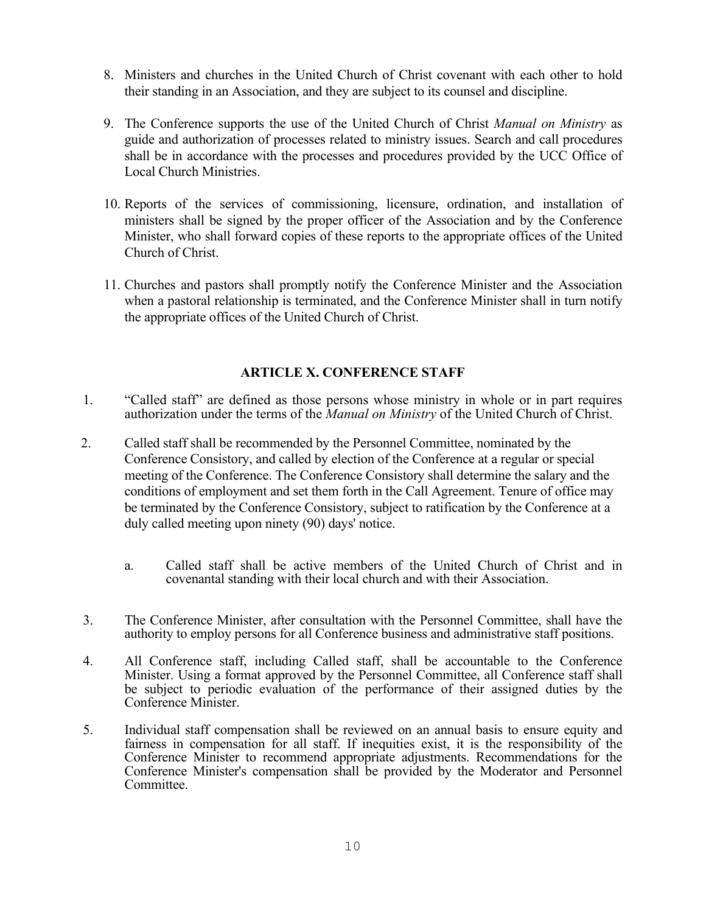8. Ministers and churches in the United Church of Christ covenant with each other to hold their standing in an Association, and they are subject to its counsel and discipline.

9. The Conference supports the use of the United Church of Christ *Manual on Ministry* as guide and authorization of processes related to ministry issues. Search and call procedures shall be in accordance with the processes and procedures provided by the UCC Office of Local Church Ministries.

10. Reports of the services of commissioning, licensure, ordination, and installation of ministers shall be signed by the proper officer of the Association and by the Conference Minister, who shall forward copies of these reports to the appropriate offices of the United Church of Christ.

11. Churches and pastors shall promptly notify the Conference Minister and the Association when a pastoral relationship is terminated, and the Conference Minister shall in turn notify the appropriate offices of the United Church of Christ.

## ARTICLE X. CONFERENCE STAFF

1. "Called staff" are defined as those persons whose ministry in whole or in part requires authorization under the terms of the *Manual on Ministry* of the United Church of Christ.

2. Called staff shall be recommended by the Personnel Committee, nominated by the Conference Consistory, and called by election of the Conference at a regular or special meeting of the Conference. The Conference Consistory shall determine the salary and the conditions of employment and set them forth in the Call Agreement. Tenure of office may be terminated by the Conference Consistory, subject to ratification by the Conference at a duly called meeting upon ninety (90) days' notice.

    a. Called staff shall be active members of the United Church of Christ and in covenantal standing with their local church and with their Association.

3. The Conference Minister, after consultation with the Personnel Committee, shall have the authority to employ persons for all Conference business and administrative staff positions.

4. All Conference staff, including Called staff, shall be accountable to the Conference Minister. Using a format approved by the Personnel Committee, all Conference staff shall be subject to periodic evaluation of the performance of their assigned duties by the Conference Minister.

5. Individual staff compensation shall be reviewed on an annual basis to ensure equity and fairness in compensation for all staff. If inequities exist, it is the responsibility of the Conference Minister to recommend appropriate adjustments. Recommendations for the Conference Minister's compensation shall be provided by the Moderator and Personnel Committee.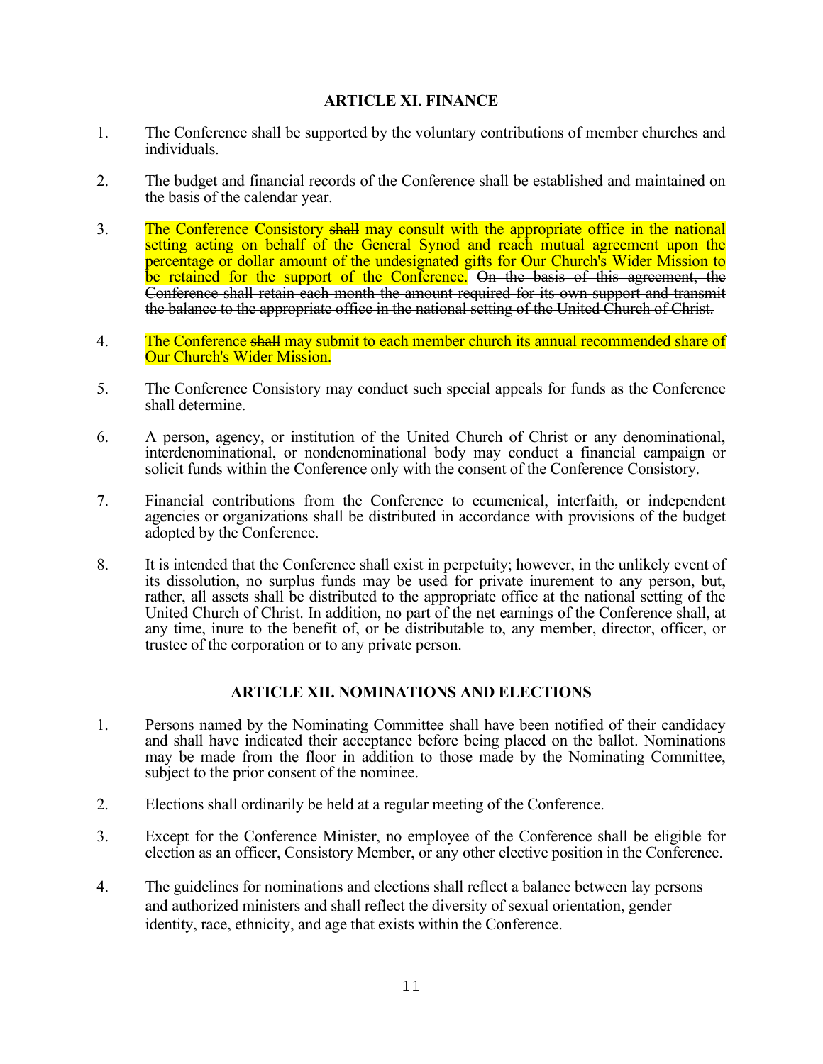## ARTICLE XI. FINANCE

1. The Conference shall be supported by the voluntary contributions of member churches and individuals.

2. The budget and financial records of the Conference shall be established and maintained on the basis of the calendar year.

3. The Conference Consistory ~~shall~~ may consult with the appropriate office in the national setting acting on behalf of the General Synod and reach mutual agreement upon the percentage or dollar amount of the undesignated gifts for Our Church's Wider Mission to be retained for the support of the Conference. ~~On the basis of this agreement, the Conference shall retain each month the amount required for its own support and transmit the balance to the appropriate office in the national setting of the United Church of Christ.~~

4. The Conference ~~shall~~ may submit to each member church its annual recommended share of Our Church's Wider Mission.

5. The Conference Consistory may conduct such special appeals for funds as the Conference shall determine.

6. A person, agency, or institution of the United Church of Christ or any denominational, interdenominational, or nondenominational body may conduct a financial campaign or solicit funds within the Conference only with the consent of the Conference Consistory.

7. Financial contributions from the Conference to ecumenical, interfaith, or independent agencies or organizations shall be distributed in accordance with provisions of the budget adopted by the Conference.

8. It is intended that the Conference shall exist in perpetuity; however, in the unlikely event of its dissolution, no surplus funds may be used for private inurement to any person, but, rather, all assets shall be distributed to the appropriate office at the national setting of the United Church of Christ. In addition, no part of the net earnings of the Conference shall, at any time, inure to the benefit of, or be distributable to, any member, director, officer, or trustee of the corporation or to any private person.

## ARTICLE XII. NOMINATIONS AND ELECTIONS

1. Persons named by the Nominating Committee shall have been notified of their candidacy and shall have indicated their acceptance before being placed on the ballot. Nominations may be made from the floor in addition to those made by the Nominating Committee, subject to the prior consent of the nominee.

2. Elections shall ordinarily be held at a regular meeting of the Conference.

3. Except for the Conference Minister, no employee of the Conference shall be eligible for election as an officer, Consistory Member, or any other elective position in the Conference.

4. The guidelines for nominations and elections shall reflect a balance between lay persons and authorized ministers and shall reflect the diversity of sexual orientation, gender identity, race, ethnicity, and age that exists within the Conference.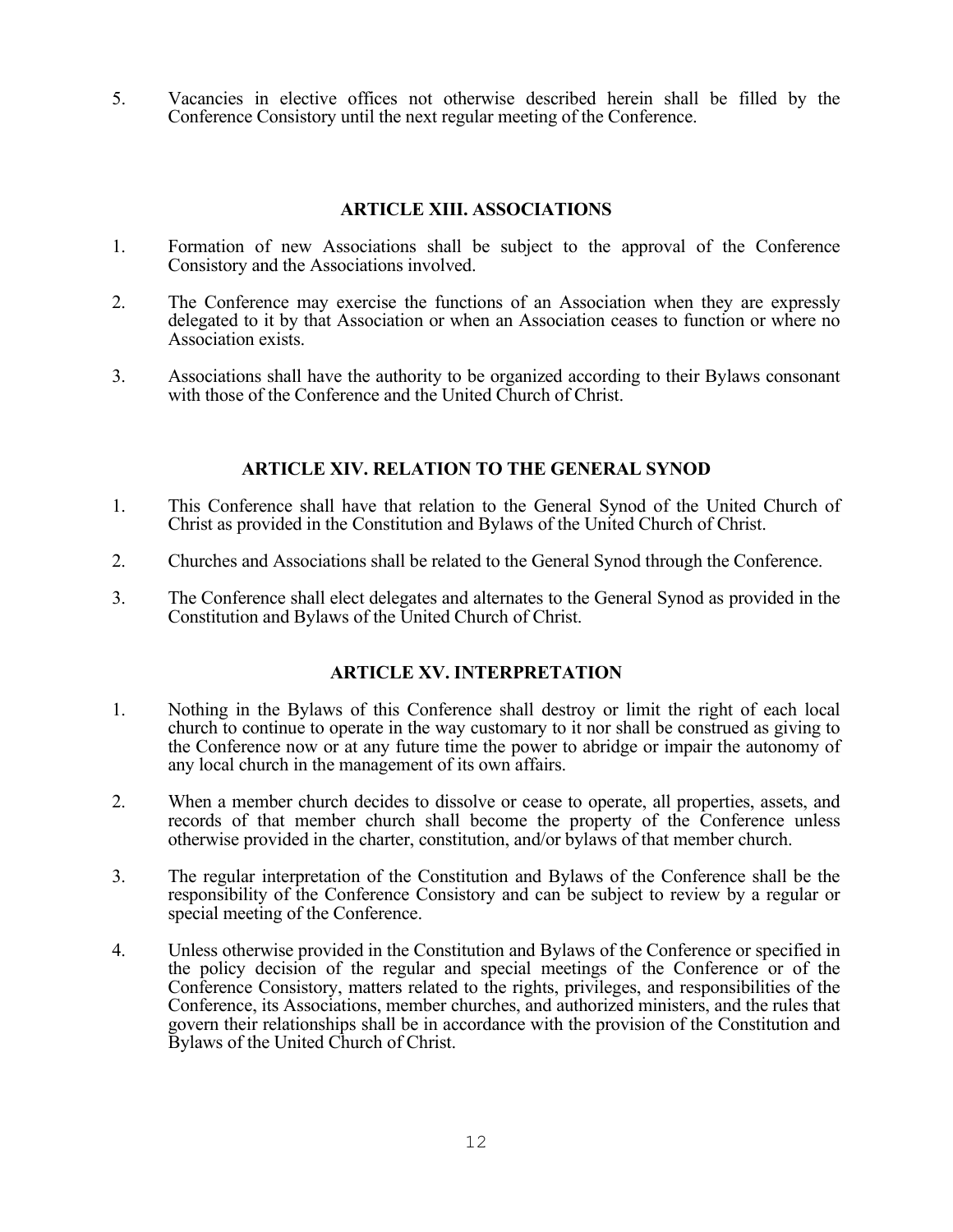5. Vacancies in elective offices not otherwise described herein shall be filled by the Conference Consistory until the next regular meeting of the Conference.

## ARTICLE XIII. ASSOCIATIONS

1. Formation of new Associations shall be subject to the approval of the Conference Consistory and the Associations involved.

2. The Conference may exercise the functions of an Association when they are expressly delegated to it by that Association or when an Association ceases to function or where no Association exists.

3. Associations shall have the authority to be organized according to their Bylaws consonant with those of the Conference and the United Church of Christ.

## ARTICLE XIV. RELATION TO THE GENERAL SYNOD

1. This Conference shall have that relation to the General Synod of the United Church of Christ as provided in the Constitution and Bylaws of the United Church of Christ.

2. Churches and Associations shall be related to the General Synod through the Conference.

3. The Conference shall elect delegates and alternates to the General Synod as provided in the Constitution and Bylaws of the United Church of Christ.

## ARTICLE XV. INTERPRETATION

1. Nothing in the Bylaws of this Conference shall destroy or limit the right of each local church to continue to operate in the way customary to it nor shall be construed as giving to the Conference now or at any future time the power to abridge or impair the autonomy of any local church in the management of its own affairs.

2. When a member church decides to dissolve or cease to operate, all properties, assets, and records of that member church shall become the property of the Conference unless otherwise provided in the charter, constitution, and/or bylaws of that member church.

3. The regular interpretation of the Constitution and Bylaws of the Conference shall be the responsibility of the Conference Consistory and can be subject to review by a regular or special meeting of the Conference.

4. Unless otherwise provided in the Constitution and Bylaws of the Conference or specified in the policy decision of the regular and special meetings of the Conference or of the Conference Consistory, matters related to the rights, privileges, and responsibilities of the Conference, its Associations, member churches, and authorized ministers, and the rules that govern their relationships shall be in accordance with the provision of the Constitution and Bylaws of the United Church of Christ.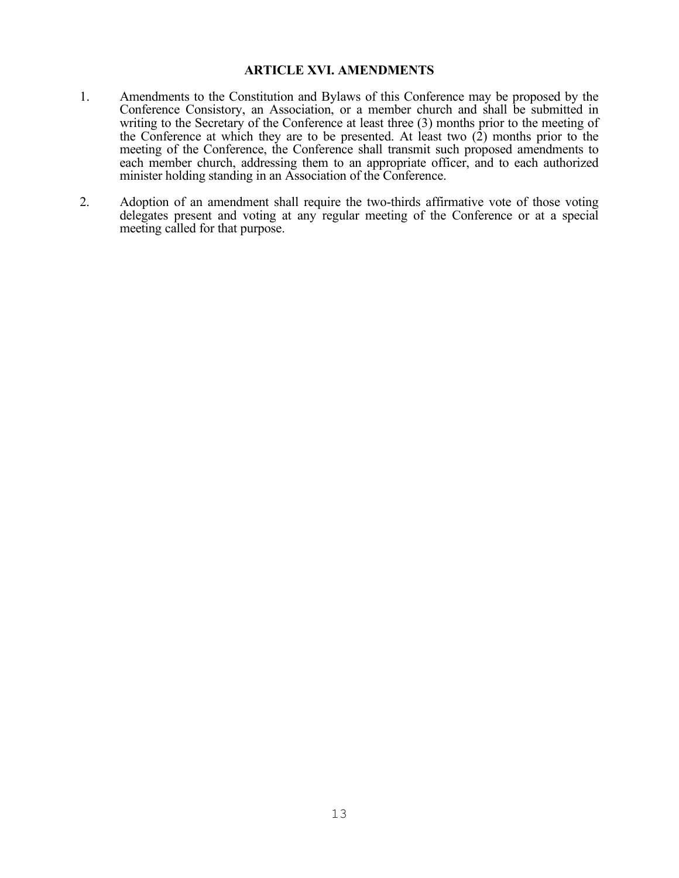## ARTICLE XVI. AMENDMENTS

1. Amendments to the Constitution and Bylaws of this Conference may be proposed by the Conference Consistory, an Association, or a member church and shall be submitted in writing to the Secretary of the Conference at least three (3) months prior to the meeting of the Conference at which they are to be presented. At least two (2) months prior to the meeting of the Conference, the Conference shall transmit such proposed amendments to each member church, addressing them to an appropriate officer, and to each authorized minister holding standing in an Association of the Conference.

2. Adoption of an amendment shall require the two-thirds affirmative vote of those voting delegates present and voting at any regular meeting of the Conference or at a special meeting called for that purpose.